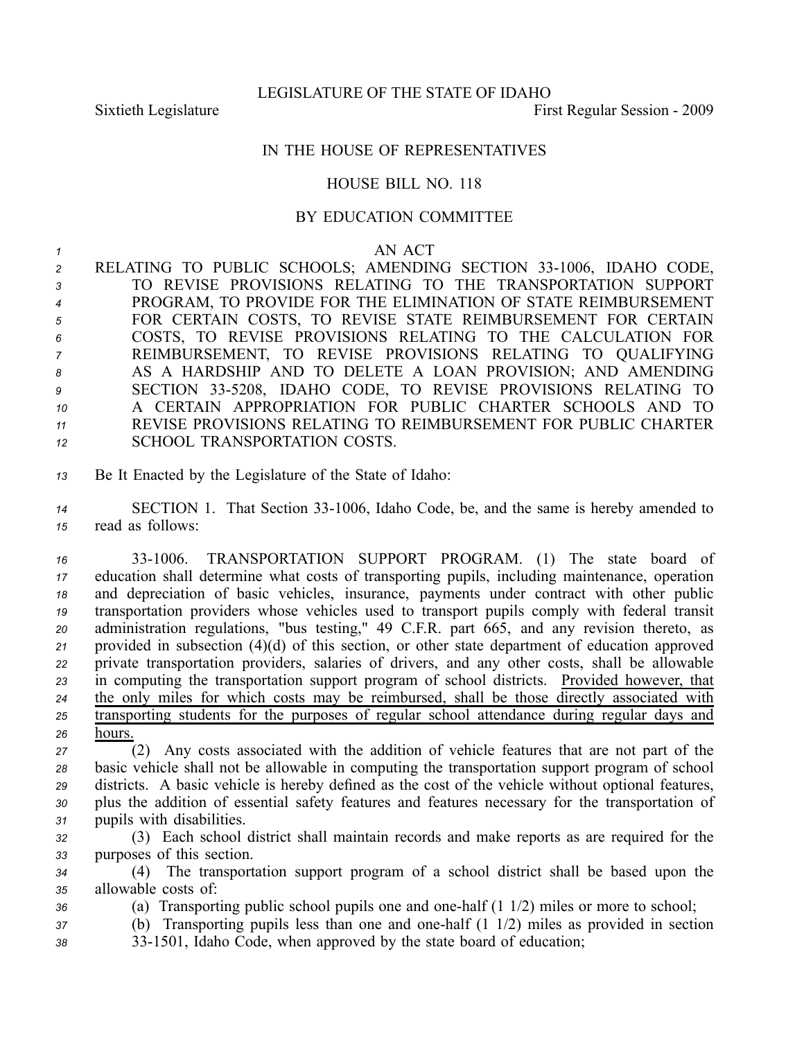LEGISLATURE OF THE STATE OF IDAHO

Sixtieth Legislature First Regular Session - 2009

IN THE HOUSE OF REPRESENTATIVES

HOUSE BILL NO. 118

BY EDUCATION COMMITTEE

AN ACT

RELATING TO PUBLIC SCHOOLS; AMENDING SECTION 33-1006, IDAHO CODE, TO REVISE PROVISIONS RELATING TO THE TRANSPORTATION SUPPORT PROGRAM, TO PROVIDE FOR THE ELIMINATION OF STATE REIMBURSEMENT FOR CERTAIN COSTS, TO REVISE STATE REIMBURSEMENT FOR CERTAIN COSTS, TO REVISE PROVISIONS RELATING TO THE CALCULATION FOR REIMBURSEMENT, TO REVISE PROVISIONS RELATING TO QUALIFYING AS A HARDSHIP AND TO DELETE A LOAN PROVISION; AND AMENDING SECTION 33-5208, IDAHO CODE, TO REVISE PROVISIONS RELATING TO A CERTAIN APPROPRIATION FOR PUBLIC CHARTER SCHOOLS AND TO REVISE PROVISIONS RELATING TO REIMBURSEMENT FOR PUBLIC CHARTER SCHOOL TRANSPORTATION COSTS.

Be It Enacted by the Legislature of the State of Idaho:

SECTION 1. That Section 33-1006, Idaho Code, be, and the same is hereby amended to read as follows:

33-1006. TRANSPORTATION SUPPORT PROGRAM. (1) The state board of education shall determine what costs of transporting pupils, including maintenance, operation and depreciation of basic vehicles, insurance, payments under contract with other public transportation providers whose vehicles used to transport pupils comply with federal transit administration regulations, "bus testing," 49 C.F.R. part 665, and any revision thereto, as provided in subsection (4)(d) of this section, or other state department of education approved private transportation providers, salaries of drivers, and any other costs, shall be allowable in computing the transportation support program of school districts. <u>Provided however, that the only miles for which costs may be reimbursed, shall be those directly associated with transporting students for the purposes of regular school attendance during regular days and hours.</u>

(2) Any costs associated with the addition of vehicle features that are not part of the basic vehicle shall not be allowable in computing the transportation support program of school districts. A basic vehicle is hereby defined as the cost of the vehicle without optional features, plus the addition of essential safety features and features necessary for the transportation of pupils with disabilities.

(3) Each school district shall maintain records and make reports as are required for the purposes of this section.

(4) The transportation support program of a school district shall be based upon the allowable costs of:

(a) Transporting public school pupils one and one-half (1 1/2) miles or more to school;

(b) Transporting pupils less than one and one-half (1 1/2) miles as provided in section 33-1501, Idaho Code, when approved by the state board of education;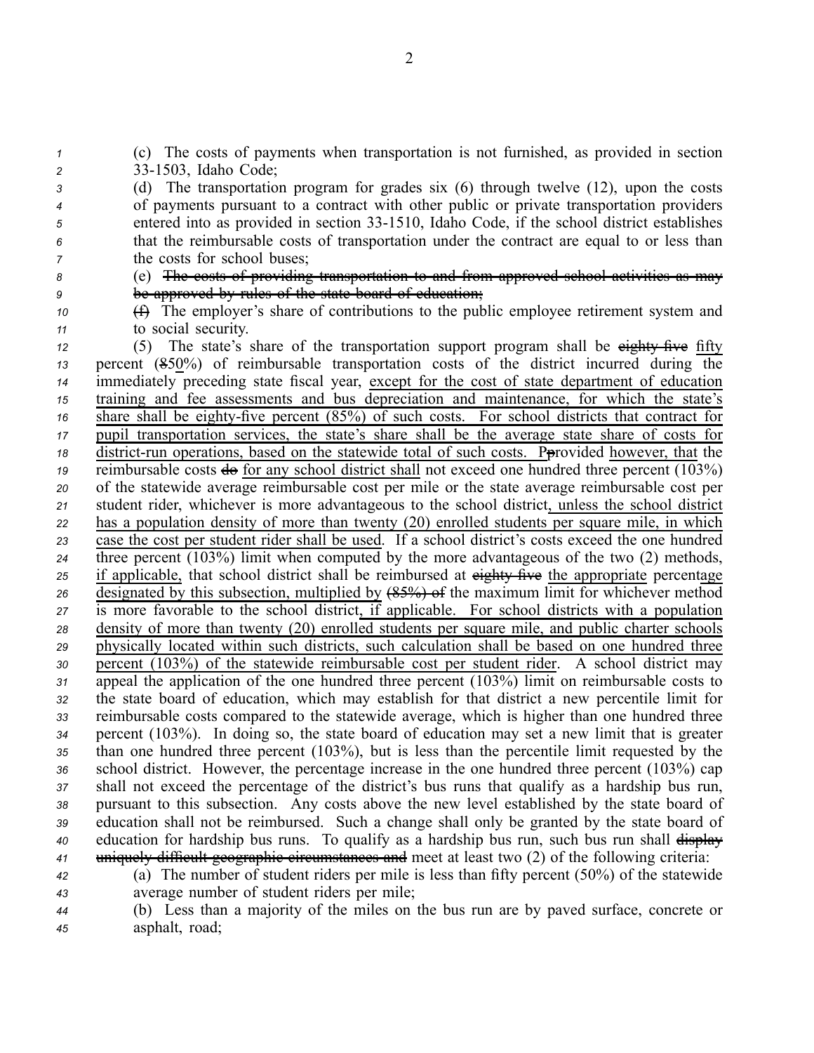(c) The costs of payments when transportation is not furnished, as provided in section 33-1503, Idaho Code;

(d) The transportation program for grades six (6) through twelve (12), upon the costs of payments pursuant to a contract with other public or private transportation providers entered into as provided in section 33-1510, Idaho Code, if the school district establishes that the reimbursable costs of transportation under the contract are equal to or less than the costs for school buses;

(e) ~~The costs of providing transportation to and from approved school activities as may be approved by rules of the state board of education;~~

~~(f)~~ The employer's share of contributions to the public employee retirement system and to social security.

(5) The state's share of the transportation support program shall be ~~eighty-five~~ fifty percent (~~8~~50%) of reimbursable transportation costs of the district incurred during the immediately preceding state fiscal year, except for the cost of state department of education training and fee assessments and bus depreciation and maintenance, for which the state's share shall be eighty-five percent (85%) of such costs. For school districts that contract for pupil transportation services, the state's share shall be the average state share of costs for district-run operations, based on the statewide total of such costs. P~~p~~rovided however, that the reimbursable costs ~~do~~ for any school district shall not exceed one hundred three percent (103%) of the statewide average reimbursable cost per mile or the state average reimbursable cost per student rider, whichever is more advantageous to the school district, unless the school district has a population density of more than twenty (20) enrolled students per square mile, in which case the cost per student rider shall be used. If a school district's costs exceed the one hundred three percent (103%) limit when computed by the more advantageous of the two (2) methods, if applicable, that school district shall be reimbursed at ~~eighty-five~~ the appropriate percentage designated by this subsection, multiplied by ~~(85%) of~~ the maximum limit for whichever method is more favorable to the school district, if applicable. For school districts with a population density of more than twenty (20) enrolled students per square mile, and public charter schools physically located within such districts, such calculation shall be based on one hundred three percent (103%) of the statewide reimbursable cost per student rider. A school district may appeal the application of the one hundred three percent (103%) limit on reimbursable costs to the state board of education, which may establish for that district a new percentile limit for reimbursable costs compared to the statewide average, which is higher than one hundred three percent (103%). In doing so, the state board of education may set a new limit that is greater than one hundred three percent (103%), but is less than the percentile limit requested by the school district. However, the percentage increase in the one hundred three percent (103%) cap shall not exceed the percentage of the district's bus runs that qualify as a hardship bus run, pursuant to this subsection. Any costs above the new level established by the state board of education shall not be reimbursed. Such a change shall only be granted by the state board of education for hardship bus runs. To qualify as a hardship bus run, such bus run shall ~~display uniquely difficult geographic circumstances and~~ meet at least two (2) of the following criteria:

(a) The number of student riders per mile is less than fifty percent (50%) of the statewide average number of student riders per mile;

(b) Less than a majority of the miles on the bus run are by paved surface, concrete or asphalt, road;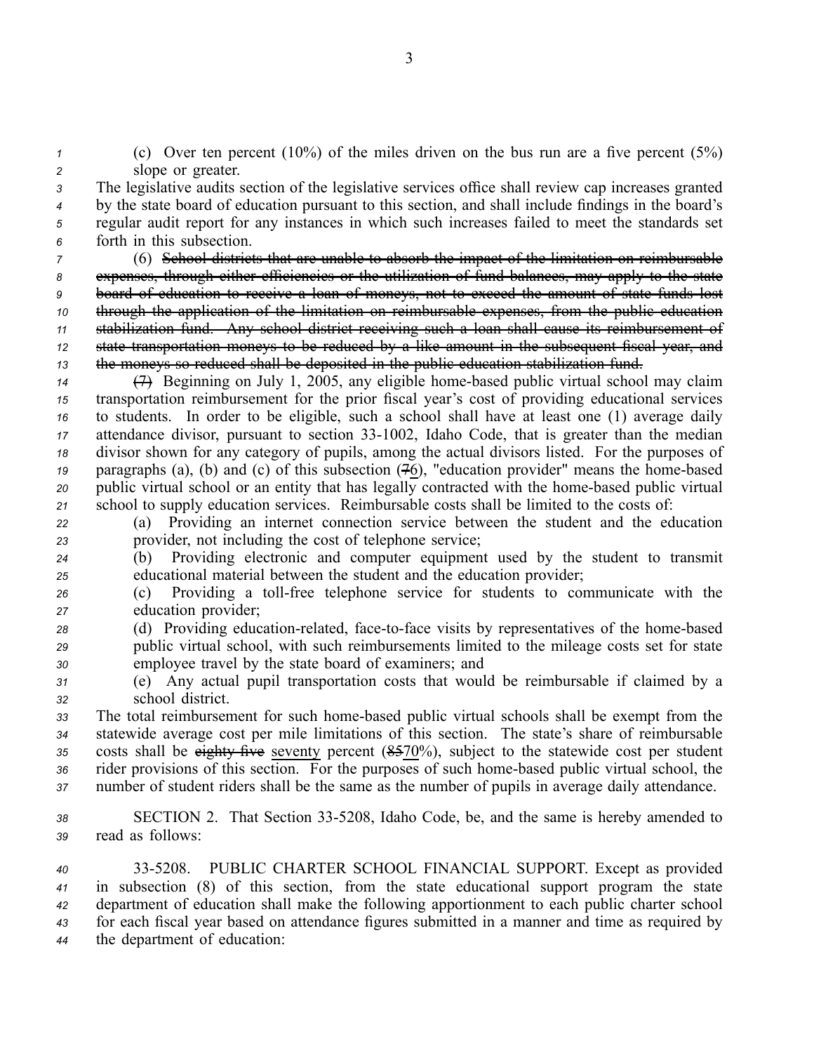(c) Over ten percent (10%) of the miles driven on the bus run are a five percent (5%) slope or greater.

The legislative audits section of the legislative services office shall review cap increases granted by the state board of education pursuant to this section, and shall include findings in the board's regular audit report for any instances in which such increases failed to meet the standards set forth in this subsection.

(6) ~~School districts that are unable to absorb the impact of the limitation on reimbursable expenses, through either efficiencies or the utilization of fund balances, may apply to the state board of education to receive a loan of moneys, not to exceed the amount of state funds lost through the application of the limitation on reimbursable expenses, from the public education stabilization fund. Any school district receiving such a loan shall cause its reimbursement of state transportation moneys to be reduced by a like amount in the subsequent fiscal year, and the moneys so reduced shall be deposited in the public education stabilization fund.~~

~~(7)~~ Beginning on July 1, 2005, any eligible home-based public virtual school may claim transportation reimbursement for the prior fiscal year's cost of providing educational services to students. In order to be eligible, such a school shall have at least one (1) average daily attendance divisor, pursuant to section 33-1002, Idaho Code, that is greater than the median divisor shown for any category of pupils, among the actual divisors listed. For the purposes of paragraphs (a), (b) and (c) of this subsection (~~7~~6), "education provider" means the home-based public virtual school or an entity that has legally contracted with the home-based public virtual school to supply education services. Reimbursable costs shall be limited to the costs of:

(a) Providing an internet connection service between the student and the education provider, not including the cost of telephone service;

(b) Providing electronic and computer equipment used by the student to transmit educational material between the student and the education provider;

(c) Providing a toll-free telephone service for students to communicate with the education provider;

(d) Providing education-related, face-to-face visits by representatives of the home-based public virtual school, with such reimbursements limited to the mileage costs set for state employee travel by the state board of examiners; and

(e) Any actual pupil transportation costs that would be reimbursable if claimed by a school district.

The total reimbursement for such home-based public virtual schools shall be exempt from the statewide average cost per mile limitations of this section. The state's share of reimbursable costs shall be ~~eighty-five~~ <u>seventy</u> percent (~~85~~<u>70</u>%), subject to the statewide cost per student rider provisions of this section. For the purposes of such home-based public virtual school, the number of student riders shall be the same as the number of pupils in average daily attendance.

SECTION 2. That Section 33-5208, Idaho Code, be, and the same is hereby amended to read as follows:

33-5208. PUBLIC CHARTER SCHOOL FINANCIAL SUPPORT. Except as provided in subsection (8) of this section, from the state educational support program the state department of education shall make the following apportionment to each public charter school for each fiscal year based on attendance figures submitted in a manner and time as required by the department of education: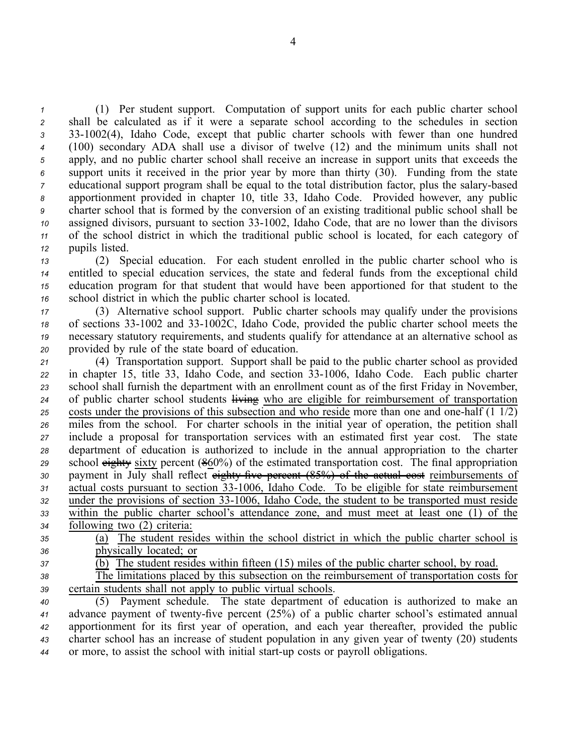(1) Per student support. Computation of support units for each public charter school shall be calculated as if it were a separate school according to the schedules in section 33-1002(4), Idaho Code, except that public charter schools with fewer than one hundred (100) secondary ADA shall use a divisor of twelve (12) and the minimum units shall not apply, and no public charter school shall receive an increase in support units that exceeds the support units it received in the prior year by more than thirty (30). Funding from the state educational support program shall be equal to the total distribution factor, plus the salary-based apportionment provided in chapter 10, title 33, Idaho Code. Provided however, any public charter school that is formed by the conversion of an existing traditional public school shall be assigned divisors, pursuant to section 33-1002, Idaho Code, that are no lower than the divisors of the school district in which the traditional public school is located, for each category of pupils listed.

(2) Special education. For each student enrolled in the public charter school who is entitled to special education services, the state and federal funds from the exceptional child education program for that student that would have been apportioned for that student to the school district in which the public charter school is located.

(3) Alternative school support. Public charter schools may qualify under the provisions of sections 33-1002 and 33-1002C, Idaho Code, provided the public charter school meets the necessary statutory requirements, and students qualify for attendance at an alternative school as provided by rule of the state board of education.

(4) Transportation support. Support shall be paid to the public charter school as provided in chapter 15, title 33, Idaho Code, and section 33-1006, Idaho Code. Each public charter school shall furnish the department with an enrollment count as of the first Friday in November, of public charter school students ~~living~~ who are eligible for reimbursement of transportation costs under the provisions of this subsection and who reside more than one and one-half (1 1/2) miles from the school. For charter schools in the initial year of operation, the petition shall include a proposal for transportation services with an estimated first year cost. The state department of education is authorized to include in the annual appropriation to the charter school ~~eighty~~ sixty percent (~~8~~60%) of the estimated transportation cost. The final appropriation payment in July shall reflect ~~eighty-five percent (85%) of the actual cost~~ reimbursements of actual costs pursuant to section 33-1006, Idaho Code. To be eligible for state reimbursement under the provisions of section 33-1006, Idaho Code, the student to be transported must reside within the public charter school's attendance zone, and must meet at least one (1) of the following two (2) criteria:

(a) The student resides within the school district in which the public charter school is physically located; or

(b) The student resides within fifteen (15) miles of the public charter school, by road.

The limitations placed by this subsection on the reimbursement of transportation costs for certain students shall not apply to public virtual schools.

(5) Payment schedule. The state department of education is authorized to make an advance payment of twenty-five percent (25%) of a public charter school's estimated annual apportionment for its first year of operation, and each year thereafter, provided the public charter school has an increase of student population in any given year of twenty (20) students or more, to assist the school with initial start-up costs or payroll obligations.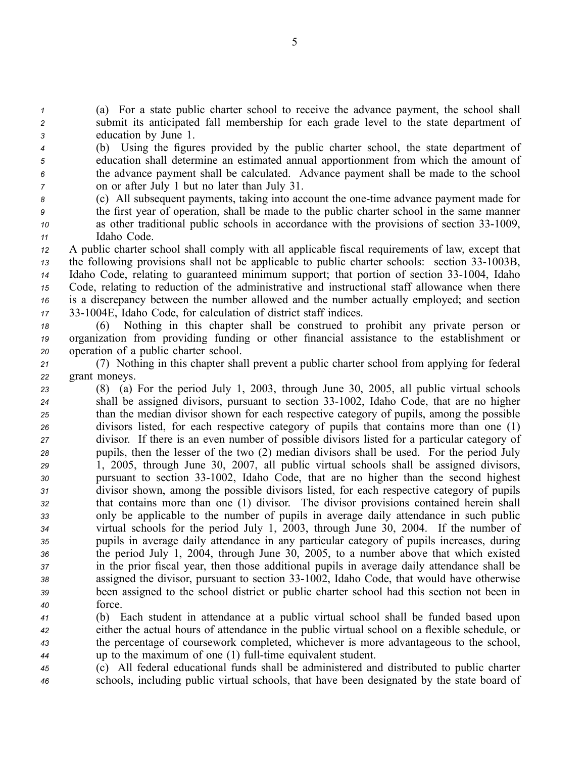(a) For a state public charter school to receive the advance payment, the school shall submit its anticipated fall membership for each grade level to the state department of education by June 1.

(b) Using the figures provided by the public charter school, the state department of education shall determine an estimated annual apportionment from which the amount of the advance payment shall be calculated. Advance payment shall be made to the school on or after July 1 but no later than July 31.

(c) All subsequent payments, taking into account the one-time advance payment made for the first year of operation, shall be made to the public charter school in the same manner as other traditional public schools in accordance with the provisions of section 33-1009, Idaho Code.

A public charter school shall comply with all applicable fiscal requirements of law, except that the following provisions shall not be applicable to public charter schools: section 33-1003B, Idaho Code, relating to guaranteed minimum support; that portion of section 33-1004, Idaho Code, relating to reduction of the administrative and instructional staff allowance when there is a discrepancy between the number allowed and the number actually employed; and section 33-1004E, Idaho Code, for calculation of district staff indices.

(6) Nothing in this chapter shall be construed to prohibit any private person or organization from providing funding or other financial assistance to the establishment or operation of a public charter school.

(7) Nothing in this chapter shall prevent a public charter school from applying for federal grant moneys.

(8) (a) For the period July 1, 2003, through June 30, 2005, all public virtual schools shall be assigned divisors, pursuant to section 33-1002, Idaho Code, that are no higher than the median divisor shown for each respective category of pupils, among the possible divisors listed, for each respective category of pupils that contains more than one (1) divisor. If there is an even number of possible divisors listed for a particular category of pupils, then the lesser of the two (2) median divisors shall be used. For the period July 1, 2005, through June 30, 2007, all public virtual schools shall be assigned divisors, pursuant to section 33-1002, Idaho Code, that are no higher than the second highest divisor shown, among the possible divisors listed, for each respective category of pupils that contains more than one (1) divisor. The divisor provisions contained herein shall only be applicable to the number of pupils in average daily attendance in such public virtual schools for the period July 1, 2003, through June 30, 2004. If the number of pupils in average daily attendance in any particular category of pupils increases, during the period July 1, 2004, through June 30, 2005, to a number above that which existed in the prior fiscal year, then those additional pupils in average daily attendance shall be assigned the divisor, pursuant to section 33-1002, Idaho Code, that would have otherwise been assigned to the school district or public charter school had this section not been in force.

(b) Each student in attendance at a public virtual school shall be funded based upon either the actual hours of attendance in the public virtual school on a flexible schedule, or the percentage of coursework completed, whichever is more advantageous to the school, up to the maximum of one (1) full-time equivalent student.

(c) All federal educational funds shall be administered and distributed to public charter schools, including public virtual schools, that have been designated by the state board of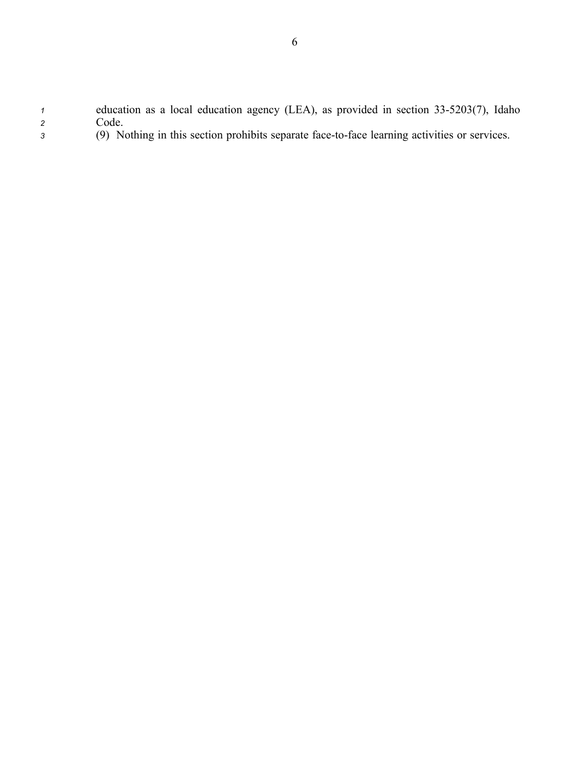education as a local education agency (LEA), as provided in section 33-5203(7), Idaho Code.

(9) Nothing in this section prohibits separate face-to-face learning activities or services.